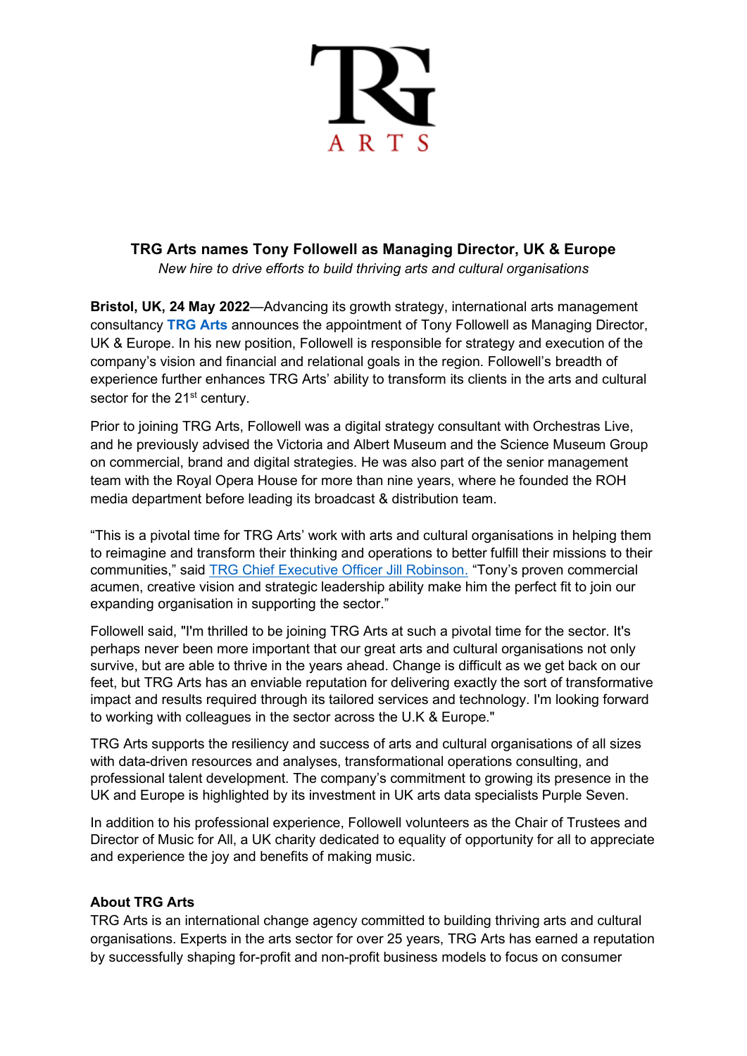# TRG Arts names Tony Followell as Managing Director, UK & Europe

*New hire to drive efforts to build thriving arts and cultural organisations*

**Bristol, UK, 24 May 2022**—Advancing its growth strategy, international arts management consultancy **TRG Arts** announces the appointment of Tony Followell as Managing Director, UK & Europe. In his new position, Followell is responsible for strategy and execution of the company's vision and financial and relational goals in the region. Followell's breadth of experience further enhances TRG Arts' ability to transform its clients in the arts and cultural sector for the 21st century.

Prior to joining TRG Arts, Followell was a digital strategy consultant with Orchestras Live, and he previously advised the Victoria and Albert Museum and the Science Museum Group on commercial, brand and digital strategies. He was also part of the senior management team with the Royal Opera House for more than nine years, where he founded the ROH media department before leading its broadcast & distribution team.

"This is a pivotal time for TRG Arts' work with arts and cultural organisations in helping them to reimagine and transform their thinking and operations to better fulfill their missions to their communities," said TRG Chief Executive Officer Jill Robinson. "Tony's proven commercial acumen, creative vision and strategic leadership ability make him the perfect fit to join our expanding organisation in supporting the sector."

Followell said, "I'm thrilled to be joining TRG Arts at such a pivotal time for the sector. It's perhaps never been more important that our great arts and cultural organisations not only survive, but are able to thrive in the years ahead. Change is difficult as we get back on our feet, but TRG Arts has an enviable reputation for delivering exactly the sort of transformative impact and results required through its tailored services and technology. I'm looking forward to working with colleagues in the sector across the U.K & Europe."

TRG Arts supports the resiliency and success of arts and cultural organisations of all sizes with data-driven resources and analyses, transformational operations consulting, and professional talent development. The company's commitment to growing its presence in the UK and Europe is highlighted by its investment in UK arts data specialists Purple Seven.

In addition to his professional experience, Followell volunteers as the Chair of Trustees and Director of Music for All, a UK charity dedicated to equality of opportunity for all to appreciate and experience the joy and benefits of making music.

**About TRG Arts**

TRG Arts is an international change agency committed to building thriving arts and cultural organisations. Experts in the arts sector for over 25 years, TRG Arts has earned a reputation by successfully shaping for-profit and non-profit business models to focus on consumer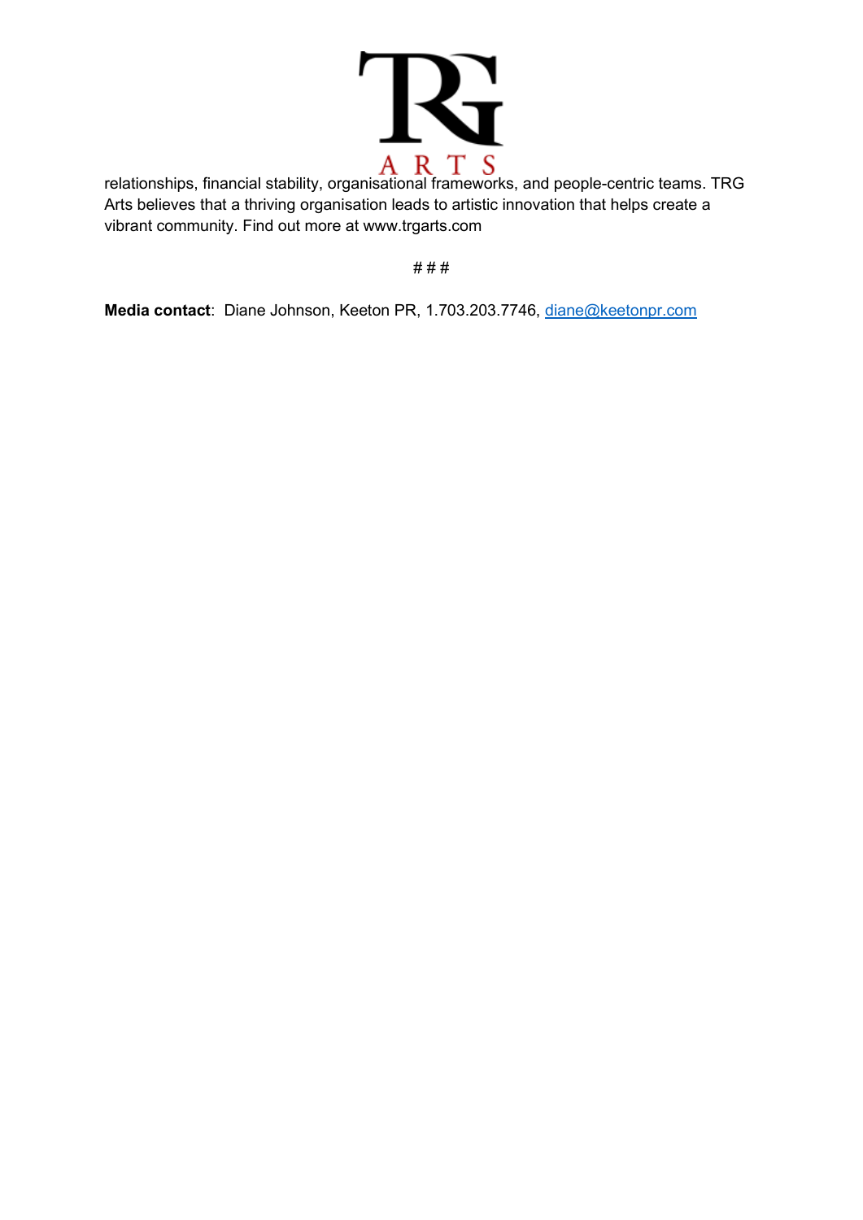relationships, financial stability, organisational frameworks, and people-centric teams. TRG Arts believes that a thriving organisation leads to artistic innovation that helps create a vibrant community. Find out more at www.trgarts.com

# # #

**Media contact**: Diane Johnson, Keeton PR, 1.703.203.7746, diane@keetonpr.com